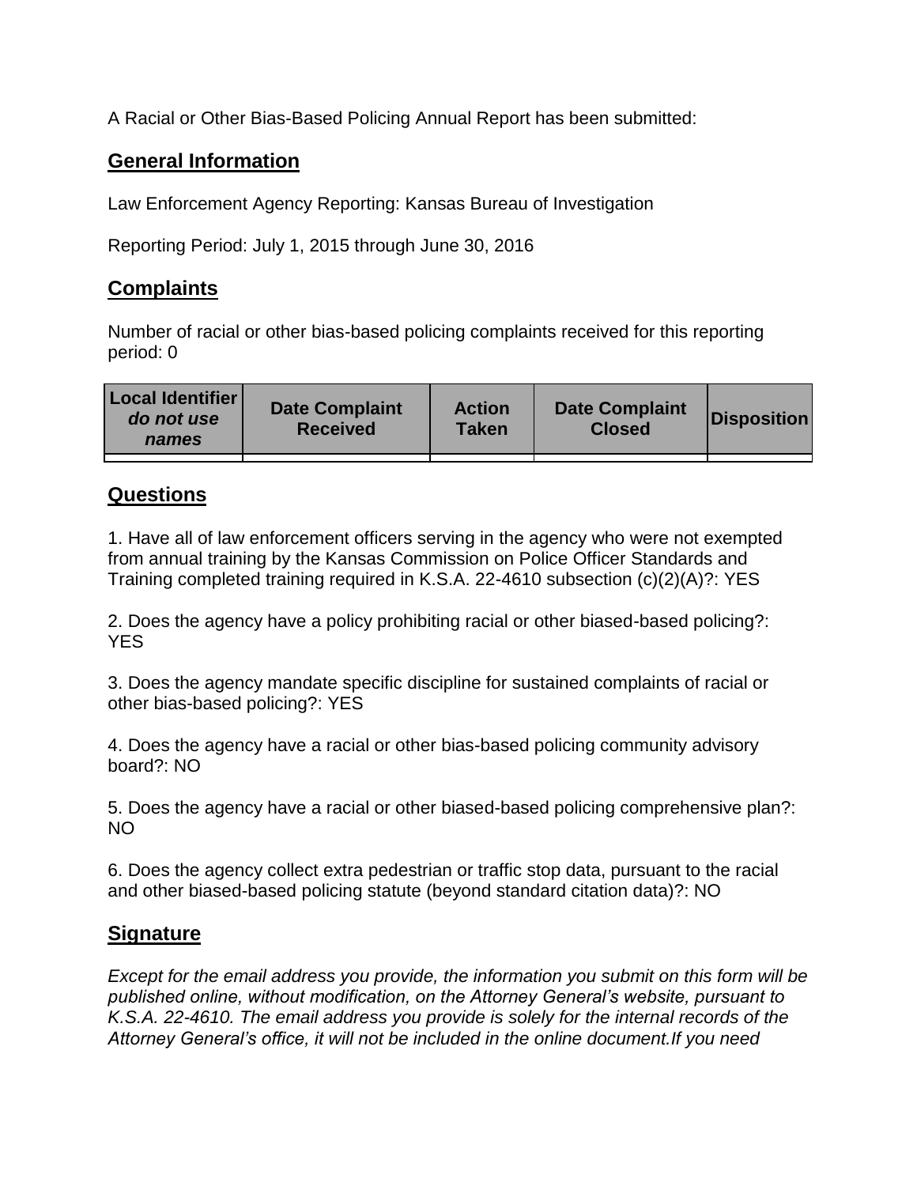A Racial or Other Bias-Based Policing Annual Report has been submitted:

## General Information

Law Enforcement Agency Reporting: Kansas Bureau of Investigation

Reporting Period: July 1, 2015 through June 30, 2016

## Complaints

Number of racial or other bias-based policing complaints received for this reporting period: 0

| **Local Identifier** ***do not use names*** | **Date Complaint Received** | **Action Taken** | **Date Complaint Closed** | **Disposition** |
|---|---|---|---|---|
| | | | | |

## Questions

1. Have all of law enforcement officers serving in the agency who were not exempted from annual training by the Kansas Commission on Police Officer Standards and Training completed training required in K.S.A. 22-4610 subsection (c)(2)(A)?: YES

2. Does the agency have a policy prohibiting racial or other biased-based policing?: YES

3. Does the agency mandate specific discipline for sustained complaints of racial or other bias-based policing?: YES

4. Does the agency have a racial or other bias-based policing community advisory board?: NO

5. Does the agency have a racial or other biased-based policing comprehensive plan?: NO

6. Does the agency collect extra pedestrian or traffic stop data, pursuant to the racial and other biased-based policing statute (beyond standard citation data)?: NO

## Signature

*Except for the email address you provide, the information you submit on this form will be published online, without modification, on the Attorney General's website, pursuant to K.S.A. 22-4610. The email address you provide is solely for the internal records of the Attorney General's office, it will not be included in the online document.If you need*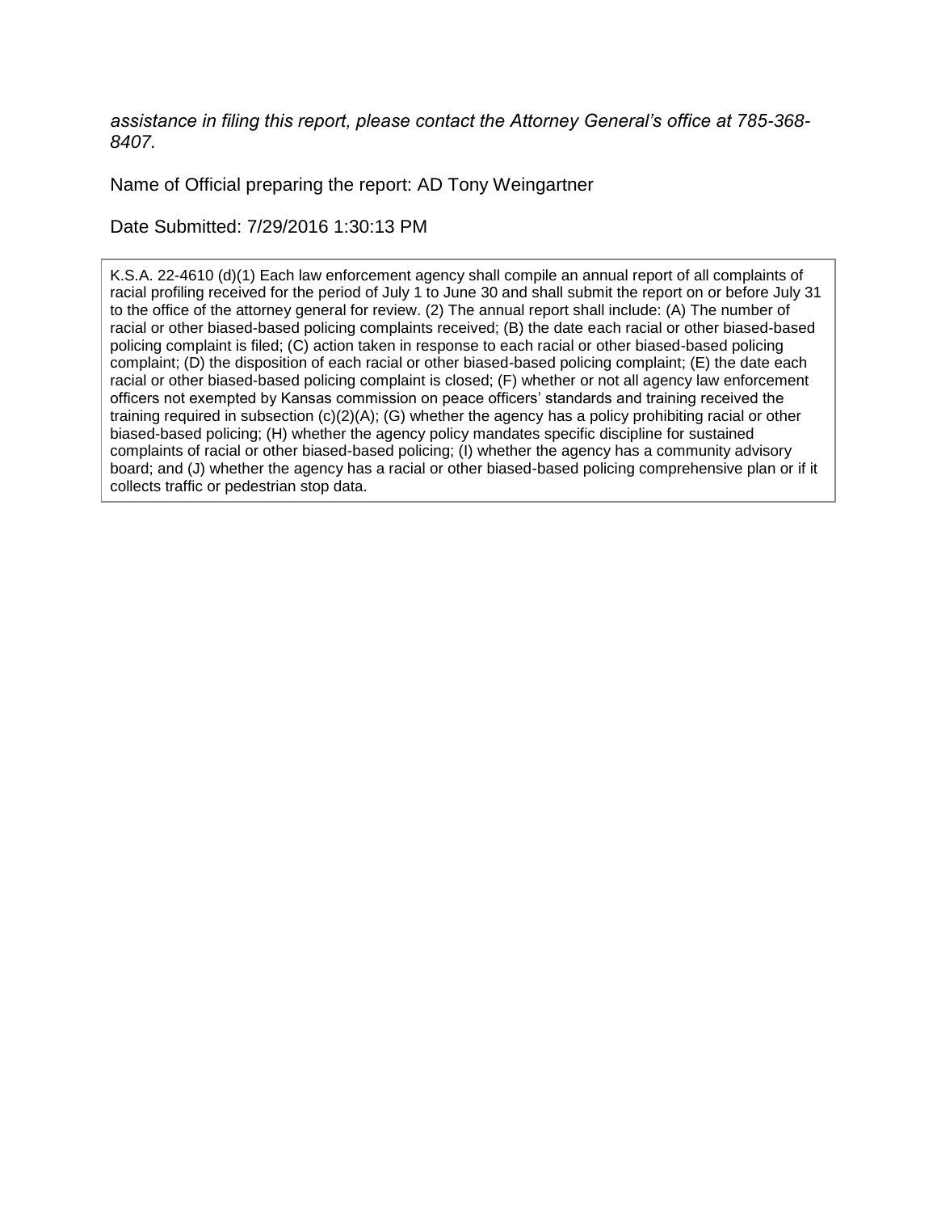*assistance in filing this report, please contact the Attorney General's office at 785-368-8407.*

Name of Official preparing the report: AD Tony Weingartner

Date Submitted: 7/29/2016 1:30:13 PM

K.S.A. 22-4610 (d)(1) Each law enforcement agency shall compile an annual report of all complaints of racial profiling received for the period of July 1 to June 30 and shall submit the report on or before July 31 to the office of the attorney general for review. (2) The annual report shall include: (A) The number of racial or other biased-based policing complaints received; (B) the date each racial or other biased-based policing complaint is filed; (C) action taken in response to each racial or other biased-based policing complaint; (D) the disposition of each racial or other biased-based policing complaint; (E) the date each racial or other biased-based policing complaint is closed; (F) whether or not all agency law enforcement officers not exempted by Kansas commission on peace officers' standards and training received the training required in subsection (c)(2)(A); (G) whether the agency has a policy prohibiting racial or other biased-based policing; (H) whether the agency policy mandates specific discipline for sustained complaints of racial or other biased-based policing; (I) whether the agency has a community advisory board; and (J) whether the agency has a racial or other biased-based policing comprehensive plan or if it collects traffic or pedestrian stop data.